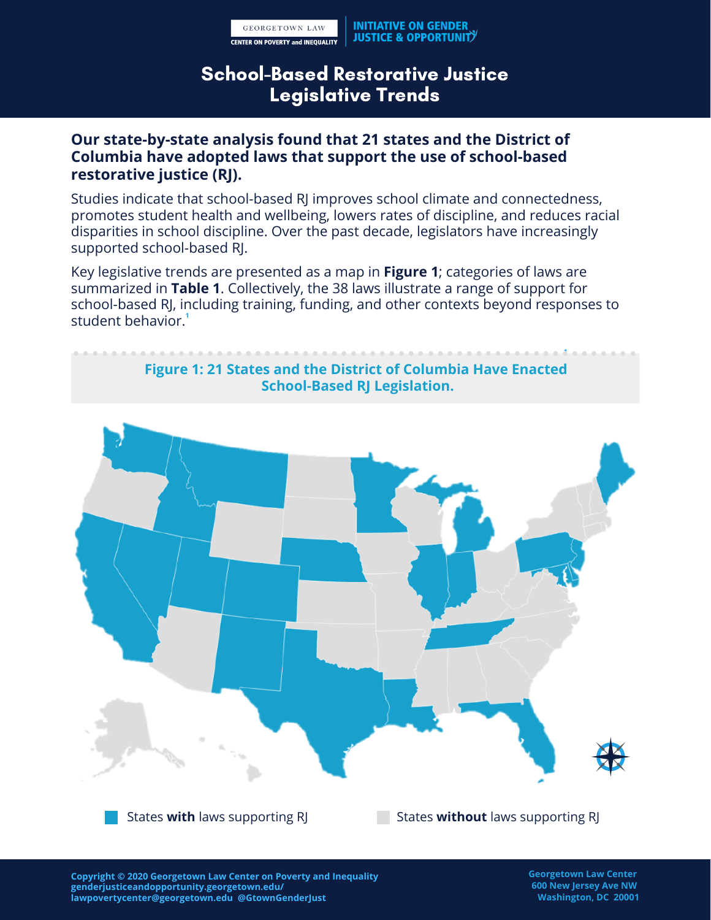GEORGETOWN LAW CENTER ON POVERTY and INEQUALITY

INITIATIVE ON GENDER JUSTICE & OPPORTUNITY

# School-Based Restorative Justice Legislative Trends

**Our state-by-state analysis found that 21 states and the District of Columbia have adopted laws that support the use of school-based restorative justice (RJ).**

Studies indicate that school-based RJ improves school climate and connectedness, promotes student health and wellbeing, lowers rates of discipline, and reduces racial disparities in school discipline. Over the past decade, legislators have increasingly supported school-based RJ.

Key legislative trends are presented as a map in **Figure 1**; categories of laws are summarized in **Table 1**. Collectively, the 38 laws illustrate a range of support for school-based RJ, including training, funding, and other contexts beyond responses to student behavior.[1]

**Figure 1: 21 States and the District of Columbia Have Enacted School-Based RJ Legislation.**

States **with** laws supporting RJ

States **without** laws supporting RJ

Copyright © 2020 Georgetown Law Center on Poverty and Inequality
genderjusticeandopportunity.georgetown.edu/
lawpovertycenter@georgetown.edu @GtownGenderJust

Georgetown Law Center
600 New Jersey Ave NW
Washington, DC 20001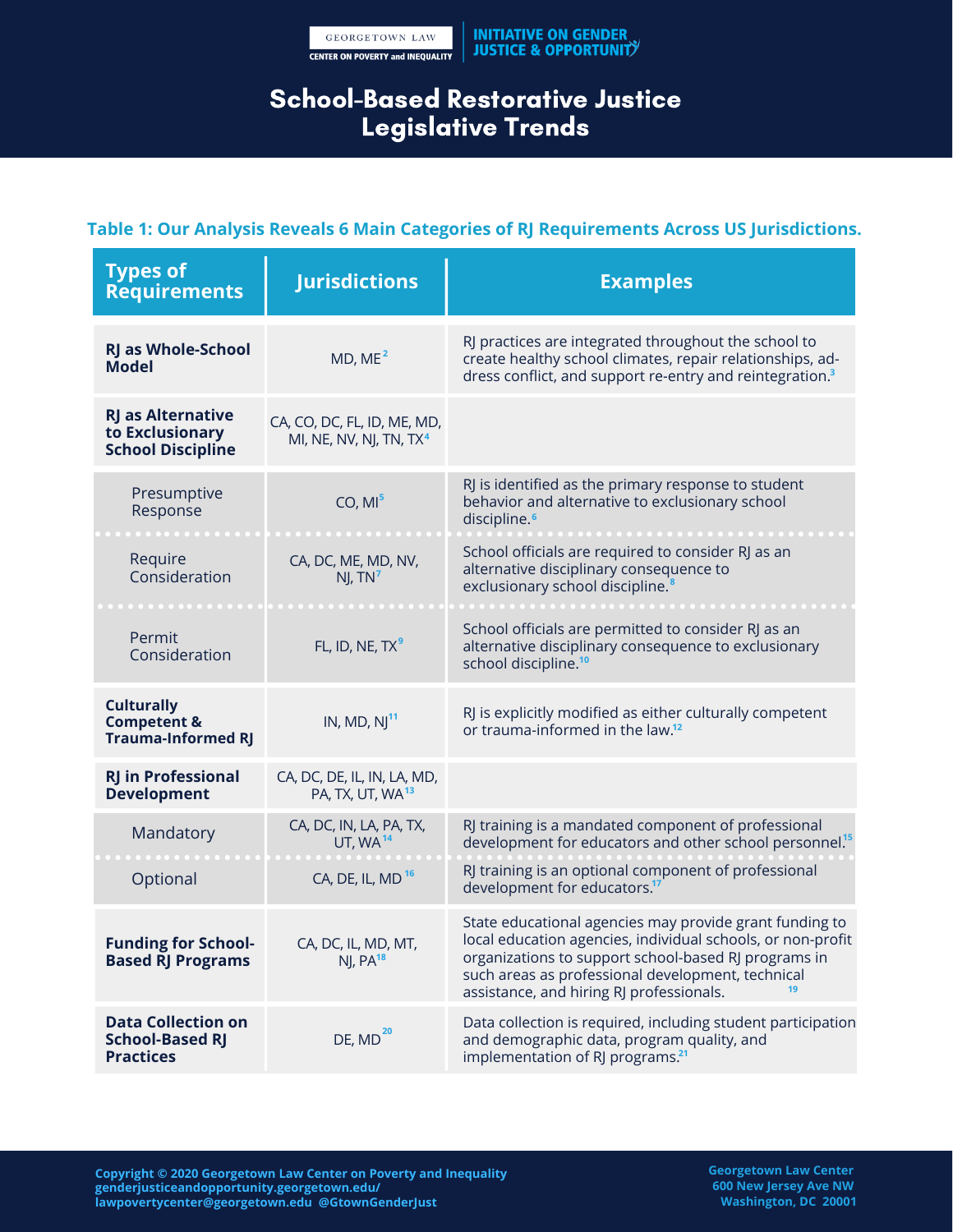# School-Based Restorative Justice Legislative Trends

**Table 1: Our Analysis Reveals 6 Main Categories of RJ Requirements Across US Jurisdictions.**

| Types of Requirements | Jurisdictions | Examples |
|---|---|---|
| **RJ as Whole-School Model** | MD, ME[2] | RJ practices are integrated throughout the school to create healthy school climates, repair relationships, address conflict, and support re-entry and reintegration.[3] |
| **RJ as Alternative to Exclusionary School Discipline** | CA, CO, DC, FL, ID, ME, MD, MI, NE, NV, NJ, TN, TX[4] | |
| Presumptive Response | CO, MI[5] | RJ is identified as the primary response to student behavior and alternative to exclusionary school discipline.[6] |
| Require Consideration | CA, DC, ME, MD, NV, NJ, TN[7] | School officials are required to consider RJ as an alternative disciplinary consequence to exclusionary school discipline.[8] |
| Permit Consideration | FL, ID, NE, TX[9] | School officials are permitted to consider RJ as an alternative disciplinary consequence to exclusionary school discipline.[10] |
| **Culturally Competent & Trauma-Informed RJ** | IN, MD, NJ[11] | RJ is explicitly modified as either culturally competent or trauma-informed in the law.[12] |
| **RJ in Professional Development** | CA, DC, DE, IL, IN, LA, MD, PA, TX, UT, WA[13] | |
| Mandatory | CA, DC, IN, LA, PA, TX, UT, WA[14] | RJ training is a mandated component of professional development for educators and other school personnel.[15] |
| Optional | CA, DE, IL, MD[16] | RJ training is an optional component of professional development for educators.[17] |
| **Funding for School-Based RJ Programs** | CA, DC, IL, MD, MT, NJ, PA[18] | State educational agencies may provide grant funding to local education agencies, individual schools, or non-profit organizations to support school-based RJ programs in such areas as professional development, technical assistance, and hiring RJ professionals.[19] |
| **Data Collection on School-Based RJ Practices** | DE, MD[20] | Data collection is required, including student participation and demographic data, program quality, and implementation of RJ programs.[21] |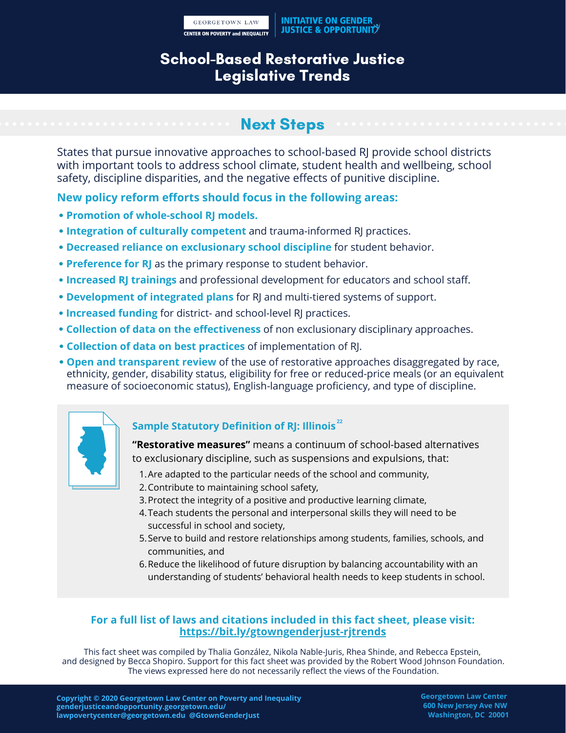GEORGETOWN LAW CENTER ON POVERTY and INEQUALITY | INITIATIVE ON GENDER JUSTICE & OPPORTUNITY

# School-Based Restorative Justice Legislative Trends

## Next Steps

States that pursue innovative approaches to school-based RJ provide school districts with important tools to address school climate, student health and wellbeing, school safety, discipline disparities, and the negative effects of punitive discipline.

**New policy reform efforts should focus in the following areas:**

- **Promotion of whole-school RJ models.**
- **Integration of culturally competent** and trauma-informed RJ practices.
- **Decreased reliance on exclusionary school discipline** for student behavior.
- **Preference for RJ** as the primary response to student behavior.
- **Increased RJ trainings** and professional development for educators and school staff.
- **Development of integrated plans** for RJ and multi-tiered systems of support.
- **Increased funding** for district- and school-level RJ practices.
- **Collection of data on the effectiveness** of non exclusionary disciplinary approaches.
- **Collection of data on best practices** of implementation of RJ.
- **Open and transparent review** of the use of restorative approaches disaggregated by race, ethnicity, gender, disability status, eligibility for free or reduced-price meals (or an equivalent measure of socioeconomic status), English-language proficiency, and type of discipline.

### Sample Statutory Definition of RJ: Illinois[22]

**"Restorative measures"** means a continuum of school-based alternatives to exclusionary discipline, such as suspensions and expulsions, that:

1. Are adapted to the particular needs of the school and community,
2. Contribute to maintaining school safety,
3. Protect the integrity of a positive and productive learning climate,
4. Teach students the personal and interpersonal skills they will need to be successful in school and society,
5. Serve to build and restore relationships among students, families, schools, and communities, and
6. Reduce the likelihood of future disruption by balancing accountability with an understanding of students' behavioral health needs to keep students in school.

**For a full list of laws and citations included in this fact sheet, please visit: https://bit.ly/gtowngenderjust-rjtrends**

This fact sheet was compiled by Thalia González, Nikola Nable-Juris, Rhea Shinde, and Rebecca Epstein, and designed by Becca Shopiro. Support for this fact sheet was provided by the Robert Wood Johnson Foundation. The views expressed here do not necessarily reflect the views of the Foundation.

Copyright © 2020 Georgetown Law Center on Poverty and Inequality
genderjusticeandopportunity.georgetown.edu/
lawpovertycenter@georgetown.edu @GtownGenderJust

Georgetown Law Center
600 New Jersey Ave NW
Washington, DC 20001